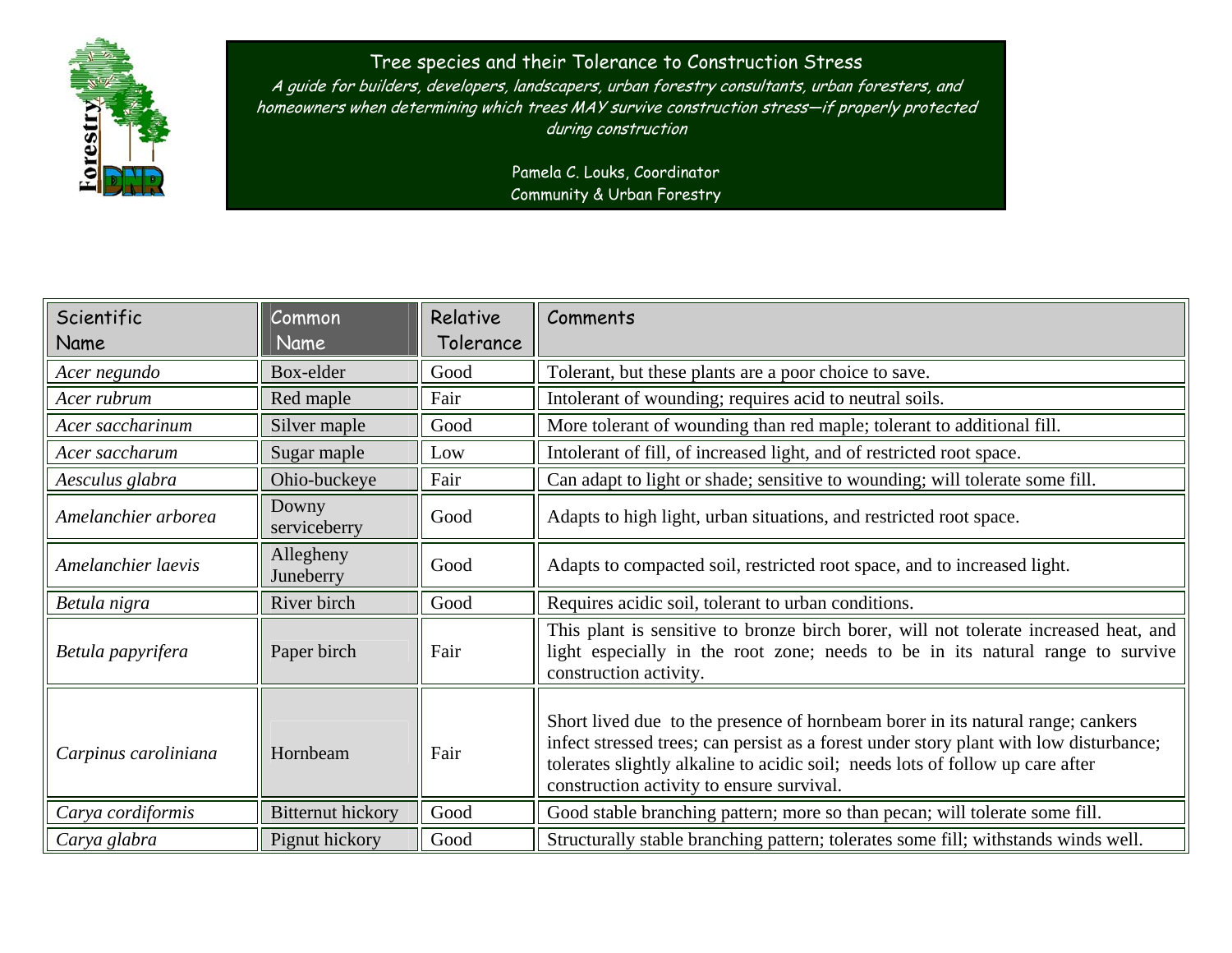# Tree species and their Tolerance to Construction Stress

*A guide for builders, developers, landscapers, urban forestry consultants, urban foresters, and homeowners when determining which trees MAY survive construction stress—if properly protected during construction*

Pamela C. Louks, Coordinator
Community & Urban Forestry

| Scientific Name | Common Name | Relative Tolerance | Comments |
|---|---|---|---|
| *Acer negundo* | Box-elder | Good | Tolerant, but these plants are a poor choice to save. |
| *Acer rubrum* | Red maple | Fair | Intolerant of wounding; requires acid to neutral soils. |
| *Acer saccharinum* | Silver maple | Good | More tolerant of wounding than red maple; tolerant to additional fill. |
| *Acer saccharum* | Sugar maple | Low | Intolerant of fill, of increased light, and of restricted root space. |
| *Aesculus glabra* | Ohio-buckeye | Fair | Can adapt to light or shade; sensitive to wounding; will tolerate some fill. |
| *Amelanchier arborea* | Downy serviceberry | Good | Adapts to high light, urban situations, and restricted root space. |
| *Amelanchier laevis* | Allegheny Juneberry | Good | Adapts to compacted soil, restricted root space, and to increased light. |
| *Betula nigra* | River birch | Good | Requires acidic soil, tolerant to urban conditions. |
| *Betula papyrifera* | Paper birch | Fair | This plant is sensitive to bronze birch borer, will not tolerate increased heat, and light especially in the root zone; needs to be in its natural range to survive construction activity. |
| *Carpinus caroliniana* | Hornbeam | Fair | Short lived due to the presence of hornbeam borer in its natural range; cankers infect stressed trees; can persist as a forest under story plant with low disturbance; tolerates slightly alkaline to acidic soil; needs lots of follow up care after construction activity to ensure survival. |
| *Carya cordiformis* | Bitternut hickory | Good | Good stable branching pattern; more so than pecan; will tolerate some fill. |
| *Carya glabra* | Pignut hickory | Good | Structurally stable branching pattern; tolerates some fill; withstands winds well. |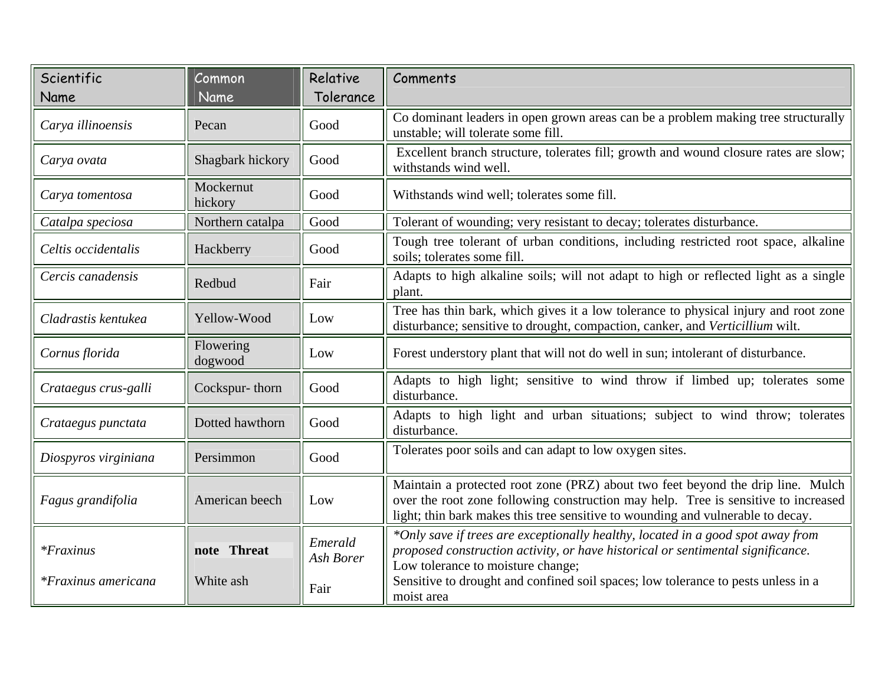| Scientific Name | Common Name | Relative Tolerance | Comments |
|---|---|---|---|
| *Carya illinoensis* | Pecan | Good | Co dominant leaders in open grown areas can be a problem making tree structurally unstable; will tolerate some fill. |
| *Carya ovata* | Shagbark hickory | Good | Excellent branch structure, tolerates fill; growth and wound closure rates are slow; withstands wind well. |
| *Carya tomentosa* | Mockernut hickory | Good | Withstands wind well; tolerates some fill. |
| *Catalpa speciosa* | Northern catalpa | Good | Tolerant of wounding; very resistant to decay; tolerates disturbance. |
| *Celtis occidentalis* | Hackberry | Good | Tough tree tolerant of urban conditions, including restricted root space, alkaline soils; tolerates some fill. |
| *Cercis canadensis* | Redbud | Fair | Adapts to high alkaline soils; will not adapt to high or reflected light as a single plant. |
| *Cladrastis kentukea* | Yellow-Wood | Low | Tree has thin bark, which gives it a low tolerance to physical injury and root zone disturbance; sensitive to drought, compaction, canker, and *Verticillium* wilt. |
| *Cornus florida* | Flowering dogwood | Low | Forest understory plant that will not do well in sun; intolerant of disturbance. |
| *Crataegus crus-galli* | Cockspur- thorn | Good | Adapts to high light; sensitive to wind throw if limbed up; tolerates some disturbance. |
| *Crataegus punctata* | Dotted hawthorn | Good | Adapts to high light and urban situations; subject to wind throw; tolerates disturbance. |
| *Diospyros virginiana* | Persimmon | Good | Tolerates poor soils and can adapt to low oxygen sites. |
| *Fagus grandifolia* | American beech | Low | Maintain a protected root zone (PRZ) about two feet beyond the drip line. Mulch over the root zone following construction may help. Tree is sensitive to increased light; thin bark makes this tree sensitive to wounding and vulnerable to decay. |
| *\*Fraxinus* | **note Threat** | *Emerald Ash Borer* | *\*Only save if trees are exceptionally healthy, located in a good spot away from proposed construction activity, or have historical or sentimental significance.* Low tolerance to moisture change; |
| *\*Fraxinus americana* | White ash | Fair | Sensitive to drought and confined soil spaces; low tolerance to pests unless in a moist area |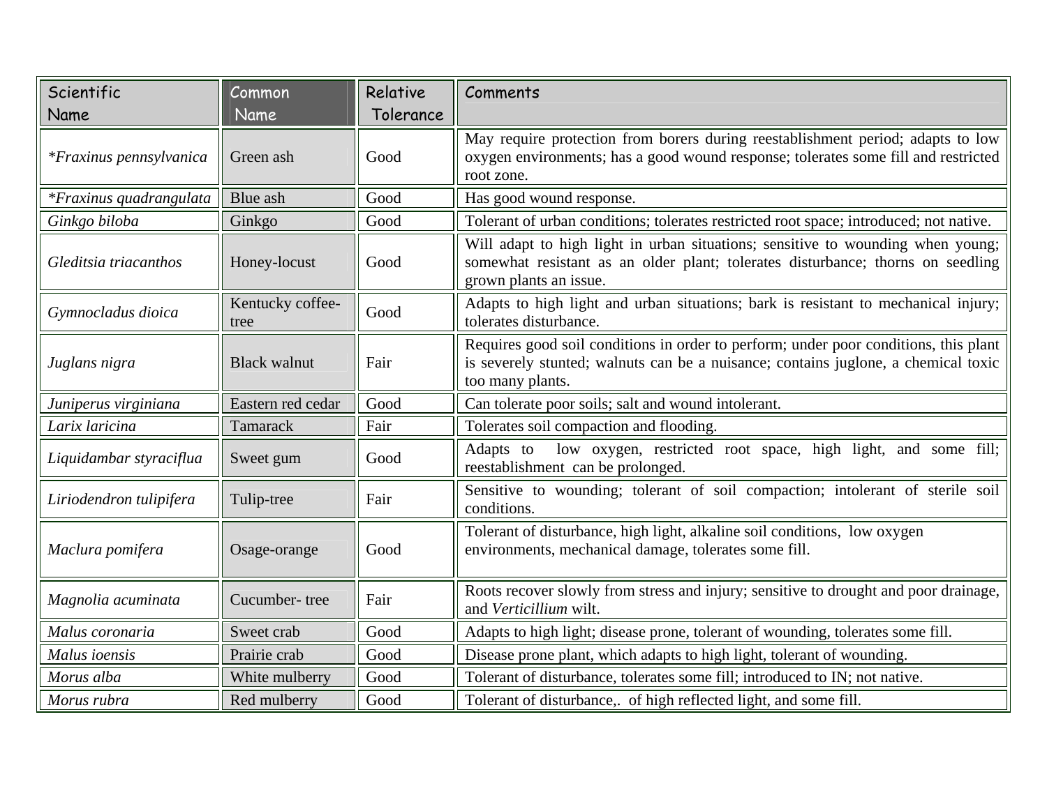| Scientific Name | Common Name | Relative Tolerance | Comments |
|---|---|---|---|
| **Fraxinus pennsylvanica* | Green ash | Good | May require protection from borers during reestablishment period; adapts to low oxygen environments; has a good wound response; tolerates some fill and restricted root zone. |
| **Fraxinus quadrangulata* | Blue ash | Good | Has good wound response. |
| *Ginkgo biloba* | Ginkgo | Good | Tolerant of urban conditions; tolerates restricted root space; introduced; not native. |
| *Gleditsia triacanthos* | Honey-locust | Good | Will adapt to high light in urban situations; sensitive to wounding when young; somewhat resistant as an older plant; tolerates disturbance; thorns on seedling grown plants an issue. |
| *Gymnocladus dioica* | Kentucky coffee-tree | Good | Adapts to high light and urban situations; bark is resistant to mechanical injury; tolerates disturbance. |
| *Juglans nigra* | Black walnut | Fair | Requires good soil conditions in order to perform; under poor conditions, this plant is severely stunted; walnuts can be a nuisance; contains juglone, a chemical toxic too many plants. |
| *Juniperus virginiana* | Eastern red cedar | Good | Can tolerate poor soils; salt and wound intolerant. |
| *Larix laricina* | Tamarack | Fair | Tolerates soil compaction and flooding. |
| *Liquidambar styraciflua* | Sweet gum | Good | Adapts to low oxygen, restricted root space, high light, and some fill; reestablishment can be prolonged. |
| *Liriodendron tulipifera* | Tulip-tree | Fair | Sensitive to wounding; tolerant of soil compaction; intolerant of sterile soil conditions. |
| *Maclura pomifera* | Osage-orange | Good | Tolerant of disturbance, high light, alkaline soil conditions, low oxygen environments, mechanical damage, tolerates some fill. |
| *Magnolia acuminata* | Cucumber- tree | Fair | Roots recover slowly from stress and injury; sensitive to drought and poor drainage, and *Verticillium* wilt. |
| *Malus coronaria* | Sweet crab | Good | Adapts to high light; disease prone, tolerant of wounding, tolerates some fill. |
| *Malus ioensis* | Prairie crab | Good | Disease prone plant, which adapts to high light, tolerant of wounding. |
| *Morus alba* | White mulberry | Good | Tolerant of disturbance, tolerates some fill; introduced to IN; not native. |
| *Morus rubra* | Red mulberry | Good | Tolerant of disturbance,. of high reflected light, and some fill. |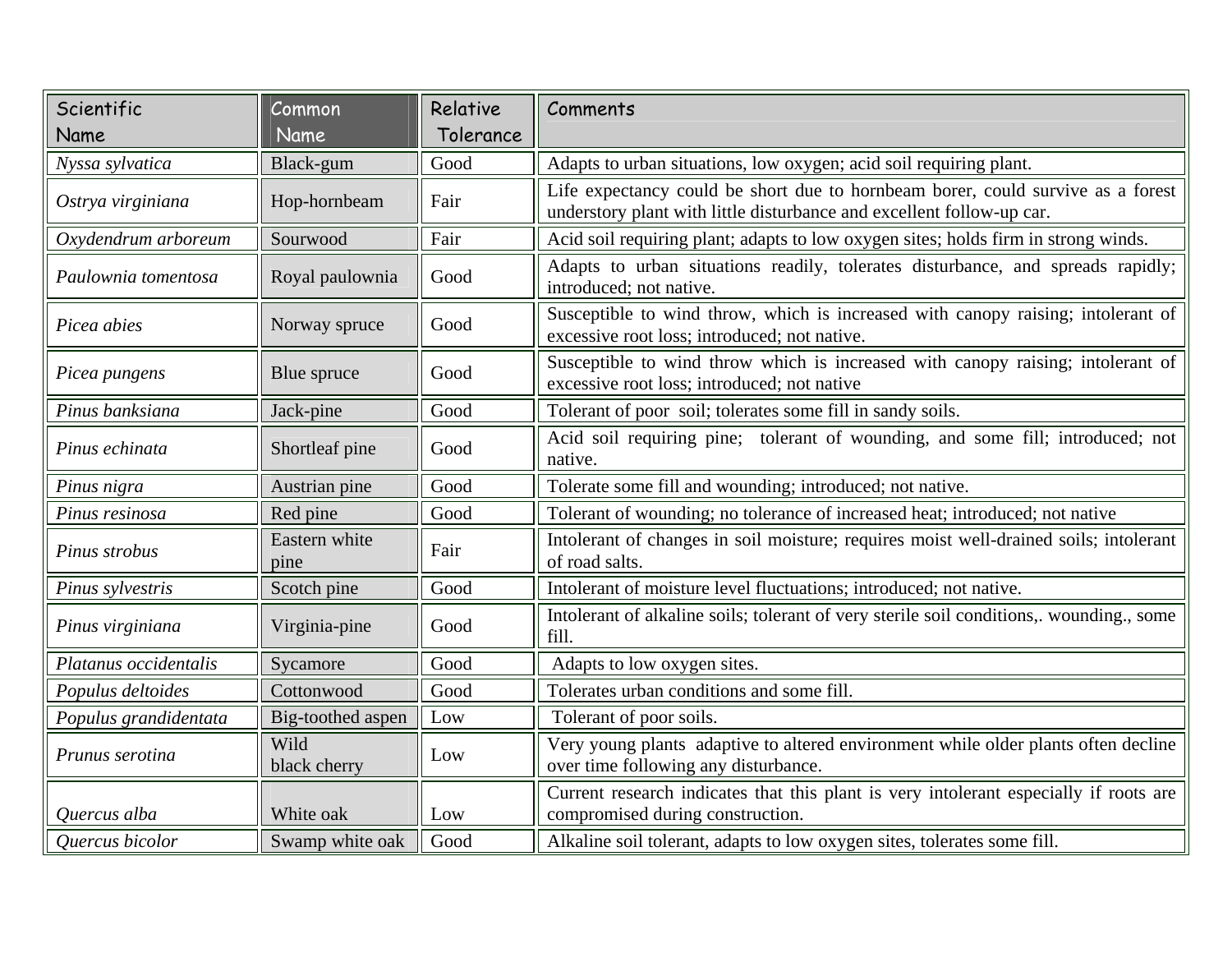| Scientific Name | Common Name | Relative Tolerance | Comments |
|---|---|---|---|
| *Nyssa sylvatica* | Black-gum | Good | Adapts to urban situations, low oxygen; acid soil requiring plant. |
| *Ostrya virginiana* | Hop-hornbeam | Fair | Life expectancy could be short due to hornbeam borer, could survive as a forest understory plant with little disturbance and excellent follow-up car. |
| *Oxydendrum arboreum* | Sourwood | Fair | Acid soil requiring plant; adapts to low oxygen sites; holds firm in strong winds. |
| *Paulownia tomentosa* | Royal paulownia | Good | Adapts to urban situations readily, tolerates disturbance, and spreads rapidly; introduced; not native. |
| *Picea abies* | Norway spruce | Good | Susceptible to wind throw, which is increased with canopy raising; intolerant of excessive root loss; introduced; not native. |
| *Picea pungens* | Blue spruce | Good | Susceptible to wind throw which is increased with canopy raising; intolerant of excessive root loss; introduced; not native |
| *Pinus banksiana* | Jack-pine | Good | Tolerant of poor soil; tolerates some fill in sandy soils. |
| *Pinus echinata* | Shortleaf pine | Good | Acid soil requiring pine; tolerant of wounding, and some fill; introduced; not native. |
| *Pinus nigra* | Austrian pine | Good | Tolerate some fill and wounding; introduced; not native. |
| *Pinus resinosa* | Red pine | Good | Tolerant of wounding; no tolerance of increased heat; introduced; not native |
| *Pinus strobus* | Eastern white pine | Fair | Intolerant of changes in soil moisture; requires moist well-drained soils; intolerant of road salts. |
| *Pinus sylvestris* | Scotch pine | Good | Intolerant of moisture level fluctuations; introduced; not native. |
| *Pinus virginiana* | Virginia-pine | Good | Intolerant of alkaline soils; tolerant of very sterile soil conditions,. wounding., some fill. |
| *Platanus occidentalis* | Sycamore | Good | Adapts to low oxygen sites. |
| *Populus deltoides* | Cottonwood | Good | Tolerates urban conditions and some fill. |
| *Populus grandidentata* | Big-toothed aspen | Low | Tolerant of poor soils. |
| *Prunus serotina* | Wild black cherry | Low | Very young plants adaptive to altered environment while older plants often decline over time following any disturbance. |
| *Quercus alba* | White oak | Low | Current research indicates that this plant is very intolerant especially if roots are compromised during construction. |
| *Quercus bicolor* | Swamp white oak | Good | Alkaline soil tolerant, adapts to low oxygen sites, tolerates some fill. |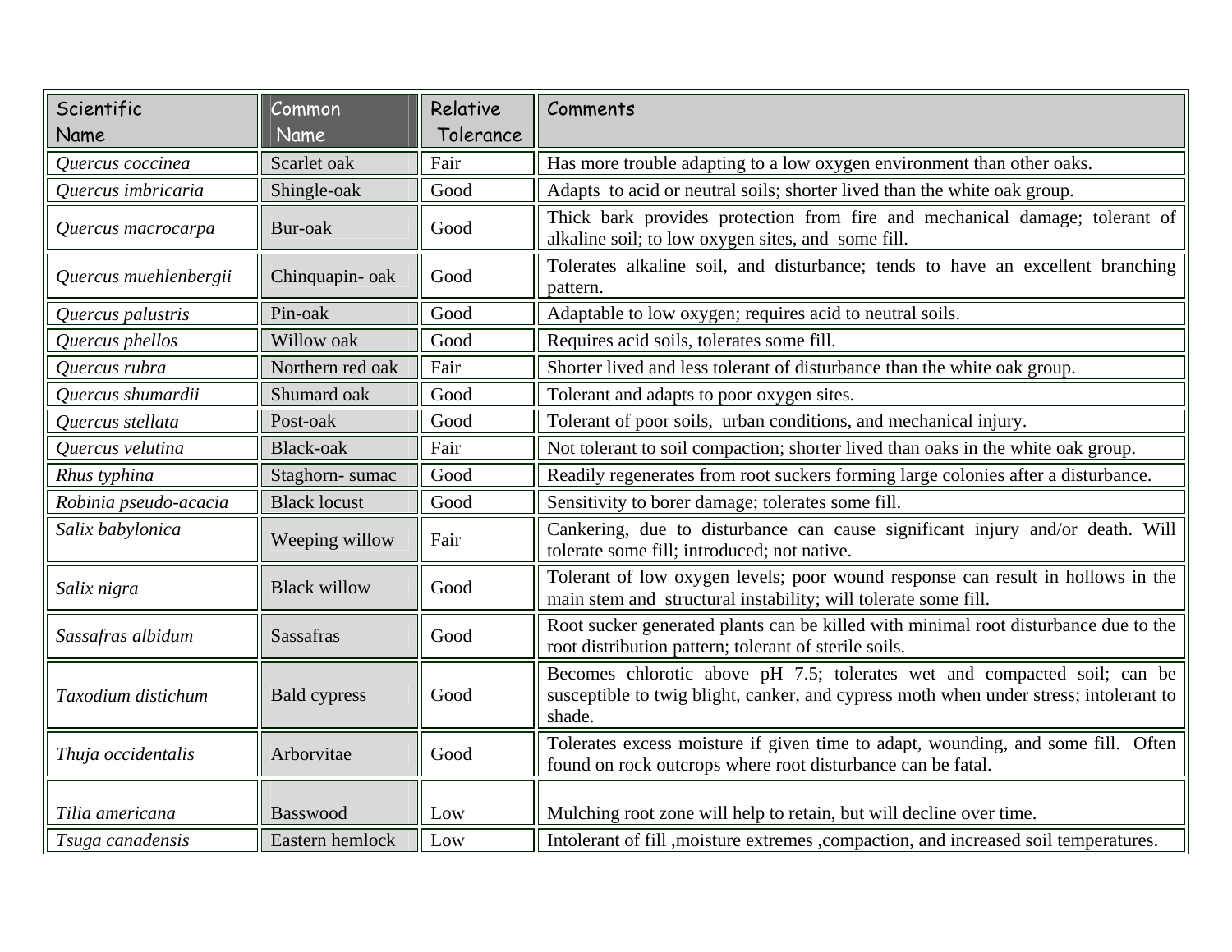| Scientific Name | Common Name | Relative Tolerance | Comments |
|---|---|---|---|
| *Quercus coccinea* | Scarlet oak | Fair | Has more trouble adapting to a low oxygen environment than other oaks. |
| *Quercus imbricaria* | Shingle-oak | Good | Adapts to acid or neutral soils; shorter lived than the white oak group. |
| *Quercus macrocarpa* | Bur-oak | Good | Thick bark provides protection from fire and mechanical damage; tolerant of alkaline soil; to low oxygen sites, and some fill. |
| *Quercus muehlenbergii* | Chinquapin- oak | Good | Tolerates alkaline soil, and disturbance; tends to have an excellent branching pattern. |
| *Quercus palustris* | Pin-oak | Good | Adaptable to low oxygen; requires acid to neutral soils. |
| *Quercus phellos* | Willow oak | Good | Requires acid soils, tolerates some fill. |
| *Quercus rubra* | Northern red oak | Fair | Shorter lived and less tolerant of disturbance than the white oak group. |
| *Quercus shumardii* | Shumard oak | Good | Tolerant and adapts to poor oxygen sites. |
| *Quercus stellata* | Post-oak | Good | Tolerant of poor soils, urban conditions, and mechanical injury. |
| *Quercus velutina* | Black-oak | Fair | Not tolerant to soil compaction; shorter lived than oaks in the white oak group. |
| *Rhus typhina* | Staghorn- sumac | Good | Readily regenerates from root suckers forming large colonies after a disturbance. |
| *Robinia pseudo-acacia* | Black locust | Good | Sensitivity to borer damage; tolerates some fill. |
| *Salix babylonica* | Weeping willow | Fair | Cankering, due to disturbance can cause significant injury and/or death. Will tolerate some fill; introduced; not native. |
| *Salix nigra* | Black willow | Good | Tolerant of low oxygen levels; poor wound response can result in hollows in the main stem and structural instability; will tolerate some fill. |
| *Sassafras albidum* | Sassafras | Good | Root sucker generated plants can be killed with minimal root disturbance due to the root distribution pattern; tolerant of sterile soils. |
| *Taxodium distichum* | Bald cypress | Good | Becomes chlorotic above pH 7.5; tolerates wet and compacted soil; can be susceptible to twig blight, canker, and cypress moth when under stress; intolerant to shade. |
| *Thuja occidentalis* | Arborvitae | Good | Tolerates excess moisture if given time to adapt, wounding, and some fill. Often found on rock outcrops where root disturbance can be fatal. |
| *Tilia americana* | Basswood | Low | Mulching root zone will help to retain, but will decline over time. |
| *Tsuga canadensis* | Eastern hemlock | Low | Intolerant of fill ,moisture extremes ,compaction, and increased soil temperatures. |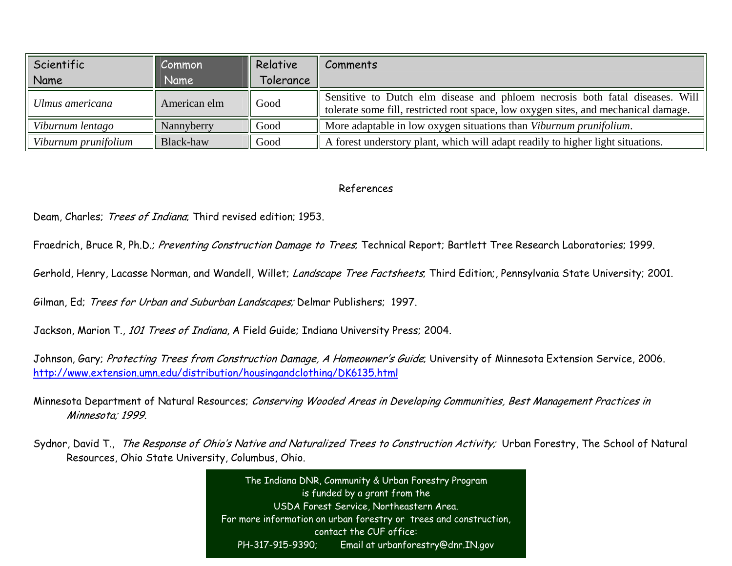| Scientific Name | Common Name | Relative Tolerance | Comments |
|---|---|---|---|
| *Ulmus americana* | American elm | Good | Sensitive to Dutch elm disease and phloem necrosis both fatal diseases. Will tolerate some fill, restricted root space, low oxygen sites, and mechanical damage. |
| *Viburnum lentago* | Nannyberry | Good | More adaptable in low oxygen situations than *Viburnum prunifolium*. |
| *Viburnum prunifolium* | Black-haw | Good | A forest understory plant, which will adapt readily to higher light situations. |

## References

Deam, Charles; *Trees of Indiana*; Third revised edition; 1953.

Fraedrich, Bruce R, Ph.D.; *Preventing Construction Damage to Trees*; Technical Report; Bartlett Tree Research Laboratories; 1999.

Gerhold, Henry, Lacasse Norman, and Wandell, Willet; *Landscape Tree Factsheets*; Third Edition;, Pennsylvania State University; 2001.

Gilman, Ed; *Trees for Urban and Suburban Landscapes;* Delmar Publishers; 1997.

Jackson, Marion T., *101 Trees of Indiana*, A Field Guide; Indiana University Press; 2004.

Johnson, Gary; *Protecting Trees from Construction Damage, A Homeowner's Guide*; University of Minnesota Extension Service, 2006. http://www.extension.umn.edu/distribution/housingandclothing/DK6135.html

Minnesota Department of Natural Resources; *Conserving Wooded Areas in Developing Communities, Best Management Practices in Minnesota; 1999.*

Sydnor, David T., *The Response of Ohio's Native and Naturalized Trees to Construction Activity;* Urban Forestry, The School of Natural Resources, Ohio State University, Columbus, Ohio.

The Indiana DNR, Community & Urban Forestry Program
is funded by a grant from the
USDA Forest Service, Northeastern Area.
For more information on urban forestry or trees and construction,
contact the CUF office:
PH-317-915-9390; Email at urbanforestry@dnr.IN.gov